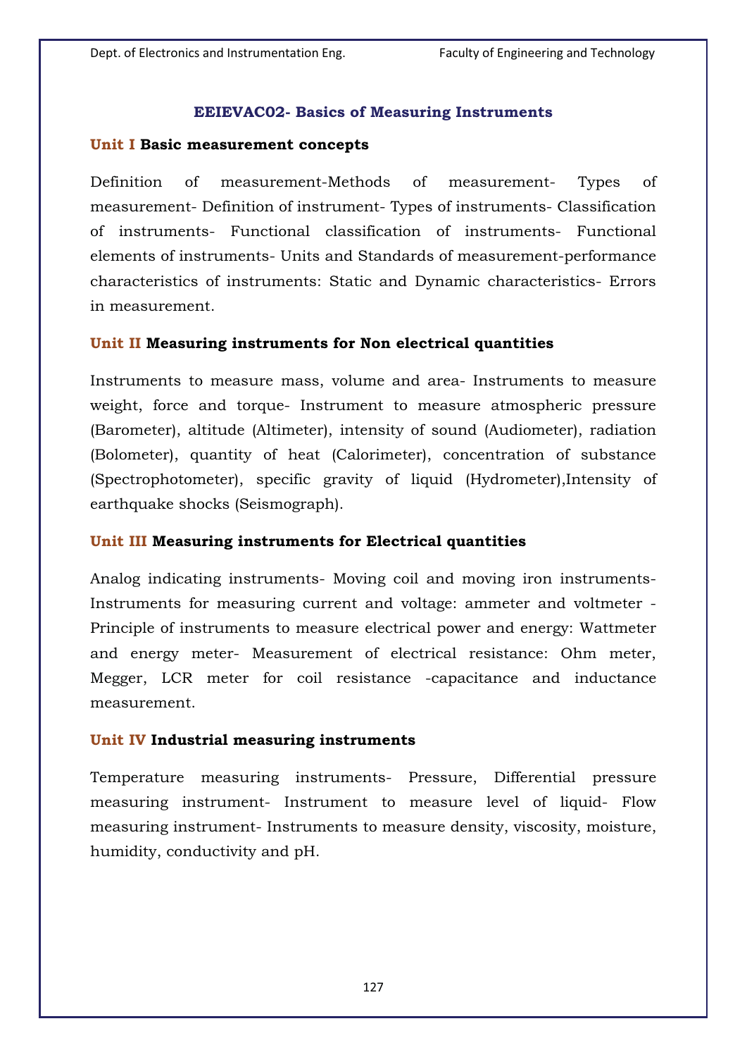# EEIEVAC02- Basics of Measuring Instruments

## Unit I Basic measurement concepts

Definition of measurement-Methods of measurement- Types of measurement- Definition of instrument- Types of instruments- Classification of instruments- Functional classification of instruments- Functional elements of instruments- Units and Standards of measurement-performance characteristics of instruments: Static and Dynamic characteristics- Errors in measurement.

## Unit II Measuring instruments for Non electrical quantities

Instruments to measure mass, volume and area- Instruments to measure weight, force and torque- Instrument to measure atmospheric pressure (Barometer), altitude (Altimeter), intensity of sound (Audiometer), radiation (Bolometer), quantity of heat (Calorimeter), concentration of substance (Spectrophotometer), specific gravity of liquid (Hydrometer),Intensity of earthquake shocks (Seismograph).

## Unit III Measuring instruments for Electrical quantities

Analog indicating instruments- Moving coil and moving iron instruments- Instruments for measuring current and voltage: ammeter and voltmeter - Principle of instruments to measure electrical power and energy: Wattmeter and energy meter- Measurement of electrical resistance: Ohm meter, Megger, LCR meter for coil resistance -capacitance and inductance measurement.

## Unit IV Industrial measuring instruments

Temperature measuring instruments- Pressure, Differential pressure measuring instrument- Instrument to measure level of liquid- Flow measuring instrument- Instruments to measure density, viscosity, moisture, humidity, conductivity and pH.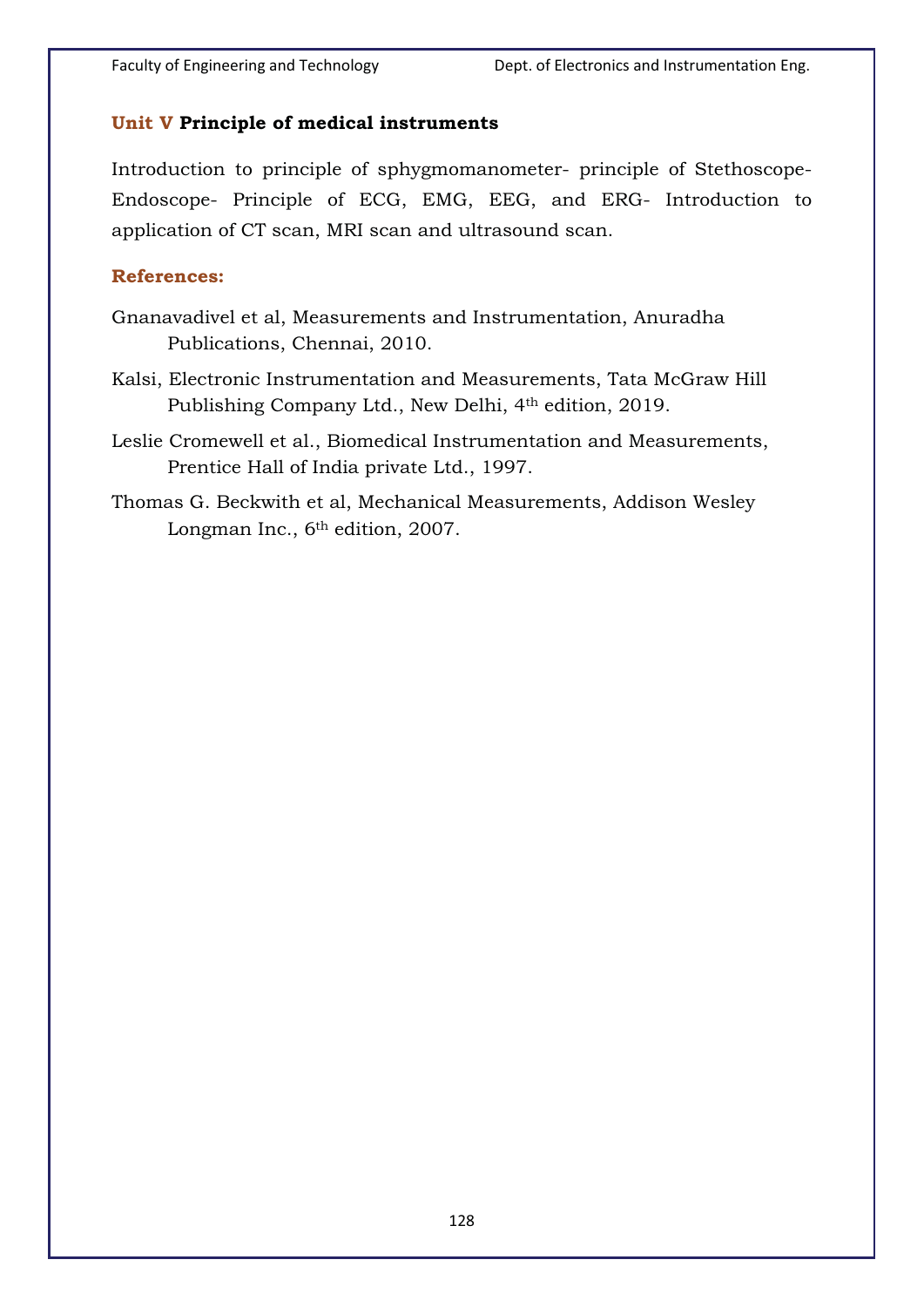### Unit V Principle of medical instruments

Introduction to principle of sphygmomanometer- principle of Stethoscope-Endoscope- Principle of ECG, EMG, EEG, and ERG- Introduction to application of CT scan, MRI scan and ultrasound scan.

### References:

Gnanavadivel et al, Measurements and Instrumentation, Anuradha Publications, Chennai, 2010.

Kalsi, Electronic Instrumentation and Measurements, Tata McGraw Hill Publishing Company Ltd., New Delhi, 4th edition, 2019.

Leslie Cromewell et al., Biomedical Instrumentation and Measurements, Prentice Hall of India private Ltd., 1997.

Thomas G. Beckwith et al, Mechanical Measurements, Addison Wesley Longman Inc., 6th edition, 2007.